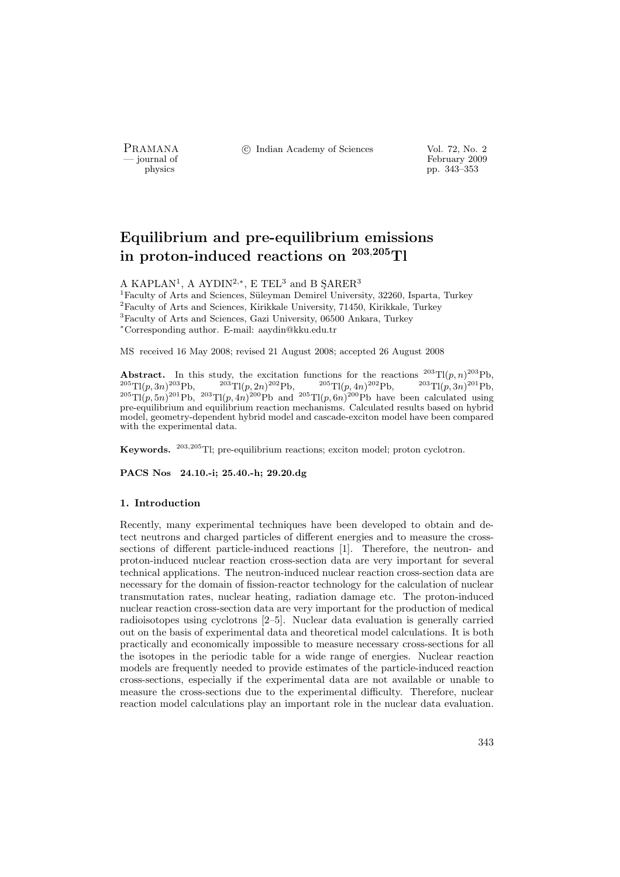# Equilibrium and pre-equilibrium emissions in proton-induced reactions on $^{203,205}$Tl

A KAPLAN[1], A AYDIN[2,*], E TEL[3] and B ŞARER[3]

[1]Faculty of Arts and Sciences, Süleyman Demirel University, 32260, Isparta, Turkey
[2]Faculty of Arts and Sciences, Kirikkale University, 71450, Kirikkale, Turkey
[3]Faculty of Arts and Sciences, Gazi University, 06500 Ankara, Turkey
[*]Corresponding author. E-mail: aaydin@kku.edu.tr

MS received 16 May 2008; revised 21 August 2008; accepted 26 August 2008

**Abstract.** In this study, the excitation functions for the reactions $^{203}$Tl$(p,n)^{203}$Pb, $^{205}$Tl$(p,3n)^{203}$Pb, $^{203}$Tl$(p,2n)^{202}$Pb, $^{205}$Tl$(p,4n)^{202}$Pb, $^{203}$Tl$(p,3n)^{201}$Pb, $^{205}$Tl$(p,5n)^{201}$Pb, $^{203}$Tl$(p,4n)^{200}$Pb and $^{205}$Tl$(p,6n)^{200}$Pb have been calculated using pre-equilibrium and equilibrium reaction mechanisms. Calculated results based on hybrid model, geometry-dependent hybrid model and cascade-exciton model have been compared with the experimental data.

**Keywords.** $^{203,205}$Tl; pre-equilibrium reactions; exciton model; proton cyclotron.

**PACS Nos** 24.10.-i; 25.40.-h; 29.20.dg

## 1. Introduction

Recently, many experimental techniques have been developed to obtain and detect neutrons and charged particles of different energies and to measure the cross-sections of different particle-induced reactions [1]. Therefore, the neutron- and proton-induced nuclear reaction cross-section data are very important for several technical applications. The neutron-induced nuclear reaction cross-section data are necessary for the domain of fission-reactor technology for the calculation of nuclear transmutation rates, nuclear heating, radiation damage etc. The proton-induced nuclear reaction cross-section data are very important for the production of medical radioisotopes using cyclotrons [2–5]. Nuclear data evaluation is generally carried out on the basis of experimental data and theoretical model calculations. It is both practically and economically impossible to measure necessary cross-sections for all the isotopes in the periodic table for a wide range of energies. Nuclear reaction models are frequently needed to provide estimates of the particle-induced reaction cross-sections, especially if the experimental data are not available or unable to measure the cross-sections due to the experimental difficulty. Therefore, nuclear reaction model calculations play an important role in the nuclear data evaluation.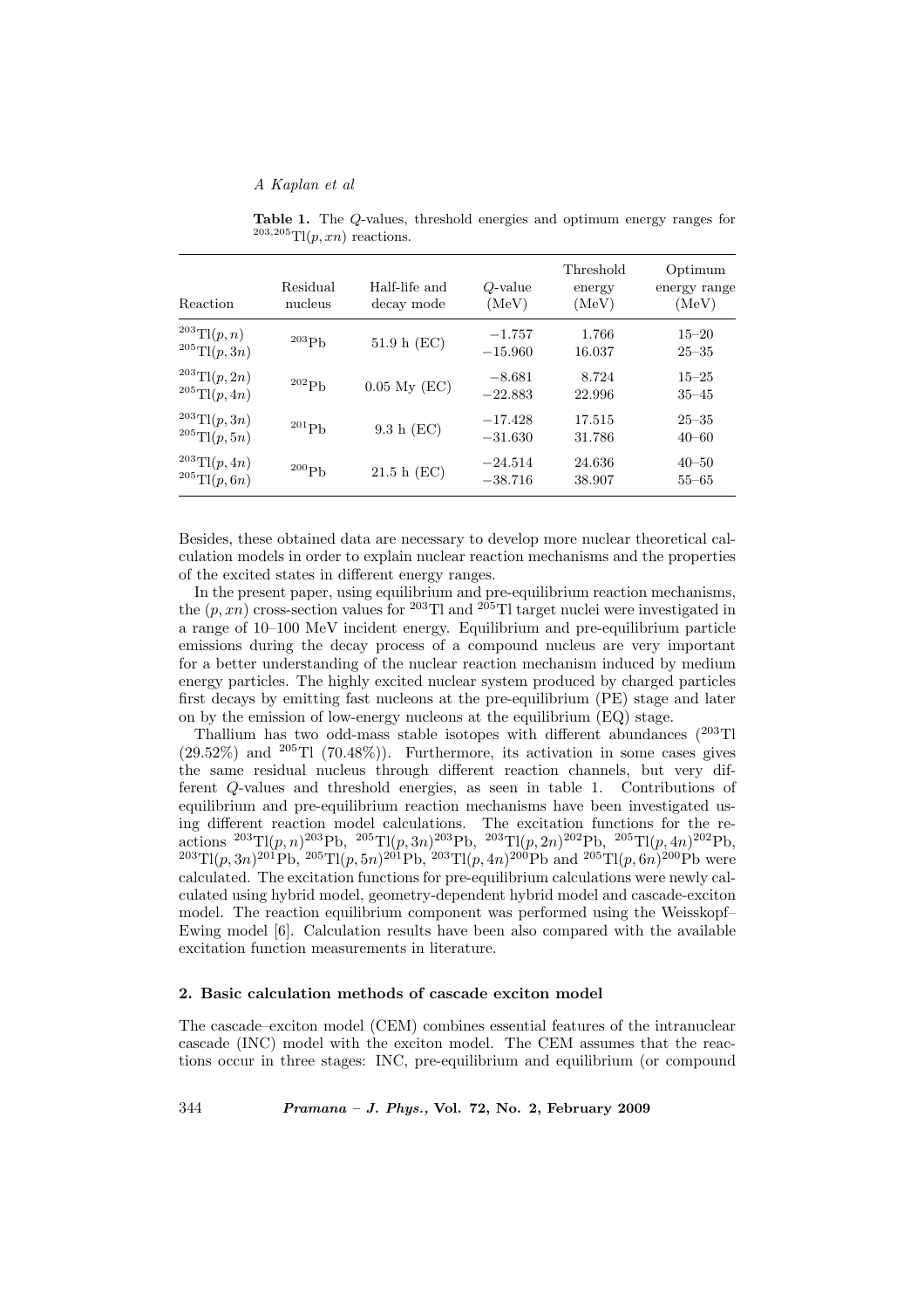**Table 1.** The $Q$-values, threshold energies and optimum energy ranges for $^{203,205}$Tl$(p, xn)$ reactions.

| Reaction | Residual nucleus | Half-life and decay mode | $Q$-value (MeV) | Threshold energy (MeV) | Optimum energy range (MeV) |
|---|---|---|---|---|---|
| $^{203}$Tl$(p, n)$ | $^{203}$Pb | 51.9 h (EC) | −1.757 | 1.766 | 15–20 |
| $^{205}$Tl$(p, 3n)$ | | | −15.960 | 16.037 | 25–35 |
| $^{203}$Tl$(p, 2n)$ | $^{202}$Pb | 0.05 My (EC) | −8.681 | 8.724 | 15–25 |
| $^{205}$Tl$(p, 4n)$ | | | −22.883 | 22.996 | 35–45 |
| $^{203}$Tl$(p, 3n)$ | $^{201}$Pb | 9.3 h (EC) | −17.428 | 17.515 | 25–35 |
| $^{205}$Tl$(p, 5n)$ | | | −31.630 | 31.786 | 40–60 |
| $^{203}$Tl$(p, 4n)$ | $^{200}$Pb | 21.5 h (EC) | −24.514 | 24.636 | 40–50 |
| $^{205}$Tl$(p, 6n)$ | | | −38.716 | 38.907 | 55–65 |

Besides, these obtained data are necessary to develop more nuclear theoretical calculation models in order to explain nuclear reaction mechanisms and the properties of the excited states in different energy ranges.

In the present paper, using equilibrium and pre-equilibrium reaction mechanisms, the $(p, xn)$ cross-section values for $^{203}$Tl and $^{205}$Tl target nuclei were investigated in a range of 10–100 MeV incident energy. Equilibrium and pre-equilibrium particle emissions during the decay process of a compound nucleus are very important for a better understanding of the nuclear reaction mechanism induced by medium energy particles. The highly excited nuclear system produced by charged particles first decays by emitting fast nucleons at the pre-equilibrium (PE) stage and later on by the emission of low-energy nucleons at the equilibrium (EQ) stage.

Thallium has two odd-mass stable isotopes with different abundances ($^{203}$Tl (29.52%) and $^{205}$Tl (70.48%)). Furthermore, its activation in some cases gives the same residual nucleus through different reaction channels, but very different $Q$-values and threshold energies, as seen in table 1. Contributions of equilibrium and pre-equilibrium reaction mechanisms have been investigated using different reaction model calculations. The excitation functions for the reactions $^{203}$Tl$(p, n)^{203}$Pb, $^{205}$Tl$(p, 3n)^{203}$Pb, $^{203}$Tl$(p, 2n)^{202}$Pb, $^{205}$Tl$(p, 4n)^{202}$Pb, $^{203}$Tl$(p, 3n)^{201}$Pb, $^{205}$Tl$(p, 5n)^{201}$Pb, $^{203}$Tl$(p, 4n)^{200}$Pb and $^{205}$Tl$(p, 6n)^{200}$Pb were calculated. The excitation functions for pre-equilibrium calculations were newly calculated using hybrid model, geometry-dependent hybrid model and cascade-exciton model. The reaction equilibrium component was performed using the Weisskopf–Ewing model [6]. Calculation results have been also compared with the available excitation function measurements in literature.

## 2. Basic calculation methods of cascade exciton model

The cascade–exciton model (CEM) combines essential features of the intranuclear cascade (INC) model with the exciton model. The CEM assumes that the reactions occur in three stages: INC, pre-equilibrium and equilibrium (or compound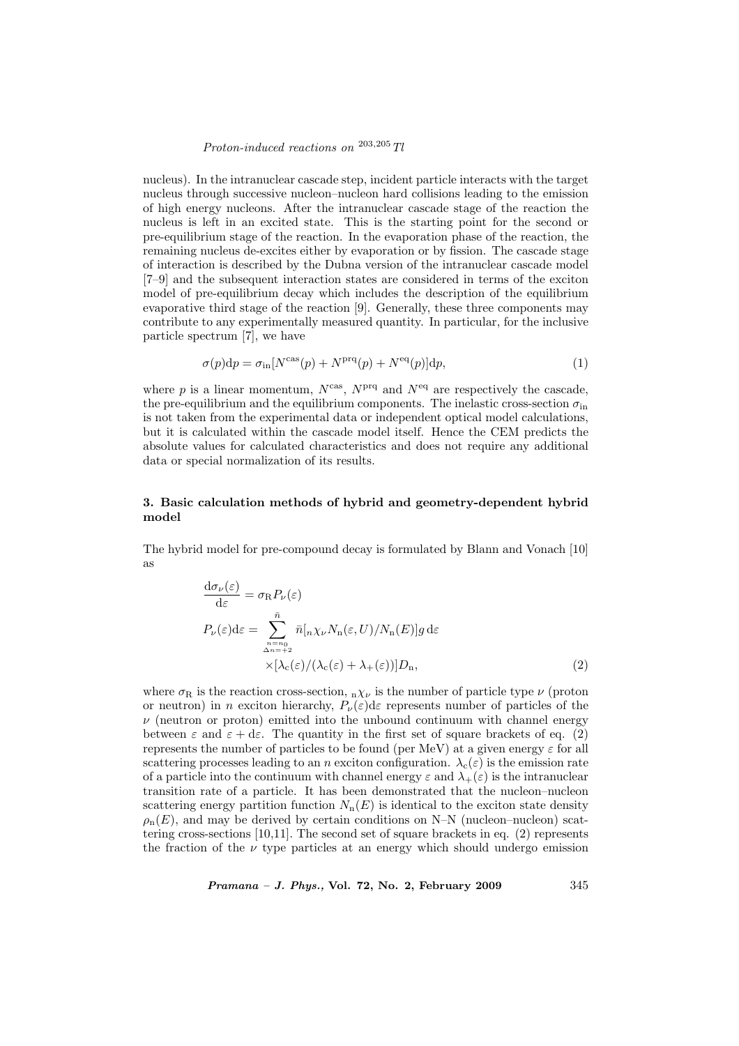nucleus). In the intranuclear cascade step, incident particle interacts with the target nucleus through successive nucleon–nucleon hard collisions leading to the emission of high energy nucleons. After the intranuclear cascade stage of the reaction the nucleus is left in an excited state. This is the starting point for the second or pre-equilibrium stage of the reaction. In the evaporation phase of the reaction, the remaining nucleus de-excites either by evaporation or by fission. The cascade stage of interaction is described by the Dubna version of the intranuclear cascade model [7–9] and the subsequent interaction states are considered in terms of the exciton model of pre-equilibrium decay which includes the description of the equilibrium evaporative third stage of the reaction [9]. Generally, these three components may contribute to any experimentally measured quantity. In particular, for the inclusive particle spectrum [7], we have

$$\sigma(p)\mathrm{d}p = \sigma_{\mathrm{in}}[N^{\mathrm{cas}}(p) + N^{\mathrm{prq}}(p) + N^{\mathrm{eq}}(p)]\mathrm{d}p, \tag{1}$$

where $p$ is a linear momentum, $N^{\mathrm{cas}}$, $N^{\mathrm{prq}}$ and $N^{\mathrm{eq}}$ are respectively the cascade, the pre-equilibrium and the equilibrium components. The inelastic cross-section $\sigma_{\mathrm{in}}$ is not taken from the experimental data or independent optical model calculations, but it is calculated within the cascade model itself. Hence the CEM predicts the absolute values for calculated characteristics and does not require any additional data or special normalization of its results.

### 3. Basic calculation methods of hybrid and geometry-dependent hybrid model

The hybrid model for pre-compound decay is formulated by Blann and Vonach [10] as

$$\begin{aligned}
\frac{\mathrm{d}\sigma_{\nu}(\varepsilon)}{\mathrm{d}\varepsilon} &= \sigma_{\mathrm{R}} P_{\nu}(\varepsilon) \\
P_{\nu}(\varepsilon)\mathrm{d}\varepsilon &= \sum_{\substack{n=n_0 \\ \Delta n=+2}}^{\bar{n}} \bar{n}[{}_{n}\chi_{\nu} N_{\mathrm{n}}(\varepsilon, U)/N_{\mathrm{n}}(E)]g\,\mathrm{d}\varepsilon \\
&\quad \times [\lambda_{\mathrm{c}}(\varepsilon)/(\lambda_{\mathrm{c}}(\varepsilon) + \lambda_{+}(\varepsilon))]D_{\mathrm{n}},
\end{aligned} \tag{2}$$

where $\sigma_{\mathrm{R}}$ is the reaction cross-section, ${}_{\mathrm{n}}\chi_{\nu}$ is the number of particle type $\nu$ (proton or neutron) in $n$ exciton hierarchy, $P_{\nu}(\varepsilon)\mathrm{d}\varepsilon$ represents number of particles of the $\nu$ (neutron or proton) emitted into the unbound continuum with channel energy between $\varepsilon$ and $\varepsilon + \mathrm{d}\varepsilon$. The quantity in the first set of square brackets of eq. (2) represents the number of particles to be found (per MeV) at a given energy $\varepsilon$ for all scattering processes leading to an $n$ exciton configuration. $\lambda_{\mathrm{c}}(\varepsilon)$ is the emission rate of a particle into the continuum with channel energy $\varepsilon$ and $\lambda_{+}(\varepsilon)$ is the intranuclear transition rate of a particle. It has been demonstrated that the nucleon–nucleon scattering energy partition function $N_{\mathrm{n}}(E)$ is identical to the exciton state density $\rho_{\mathrm{n}}(E)$, and may be derived by certain conditions on N–N (nucleon–nucleon) scattering cross-sections [10,11]. The second set of square brackets in eq. (2) represents the fraction of the $\nu$ type particles at an energy which should undergo emission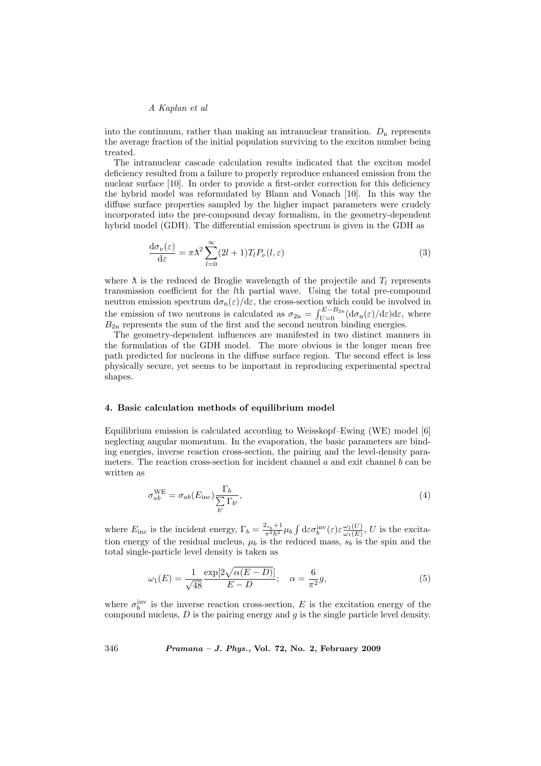into the continuum, rather than making an intranuclear transition. $D_\mathrm{n}$ represents the average fraction of the initial population surviving to the exciton number being treated.

The intranuclear cascade calculation results indicated that the exciton model deficiency resulted from a failure to properly reproduce enhanced emission from the nuclear surface [10]. In order to provide a first-order correction for this deficiency the hybrid model was reformulated by Blann and Vonach [10]. In this way the diffuse surface properties sampled by the higher impact parameters were crudely incorporated into the pre-compound decay formalism, in the geometry-dependent hybrid model (GDH). The differential emission spectrum is given in the GDH as

$$\frac{\mathrm{d}\sigma_\nu(\varepsilon)}{\mathrm{d}\varepsilon} = \pi \lambda\!\!\!^{-2} \sum_{l=0}^{\infty} (2l+1) T_l P_\nu(l,\varepsilon) \tag{3}$$

where $\lambda\!\!\!^{-}$ is the reduced de Broglie wavelength of the projectile and $T_l$ represents transmission coefficient for the $l$th partial wave. Using the total pre-compound neutron emission spectrum $\mathrm{d}\sigma_\mathrm{n}(\varepsilon)/\mathrm{d}\varepsilon$, the cross-section which could be involved in the emission of two neutrons is calculated as $\sigma_{2\mathrm{n}} = \int_{U=0}^{E-B_{2\mathrm{n}}} (\mathrm{d}\sigma_\mathrm{n}(\varepsilon)/\mathrm{d}\varepsilon)\mathrm{d}\varepsilon$, where $B_{2\mathrm{n}}$ represents the sum of the first and the second neutron binding energies.

The geometry-dependent influences are manifested in two distinct manners in the formulation of the GDH model. The more obvious is the longer mean free path predicted for nucleons in the diffuse surface region. The second effect is less physically secure, yet seems to be important in reproducing experimental spectral shapes.

## 4. Basic calculation methods of equilibrium model

Equilibrium emission is calculated according to Weisskopf–Ewing (WE) model [6] neglecting angular momentum. In the evaporation, the basic parameters are binding energies, inverse reaction cross-section, the pairing and the level-density parameters. The reaction cross-section for incident channel $a$ and exit channel $b$ can be written as

$$\sigma_{ab}^{\mathrm{WE}} = \sigma_{ab}(E_{\mathrm{inc}}) \frac{\Gamma_b}{\sum\limits_{b'} \Gamma_{b'}}, \tag{4}$$

where $E_{\mathrm{inc}}$ is the incident energy, $\Gamma_b = \frac{2s_b+1}{\pi^2\hbar^2}\mu_b \int \mathrm{d}\varepsilon \sigma_b^{\mathrm{inv}}(\varepsilon)\varepsilon \frac{\omega_1(U)}{\omega_1(E)}$, $U$ is the excitation energy of the residual nucleus, $\mu_b$ is the reduced mass, $s_b$ is the spin and the total single-particle level density is taken as

$$\omega_1(E) = \frac{1}{\sqrt{48}} \frac{\exp[2\sqrt{\alpha(E-D)}]}{E-D}; \quad \alpha = \frac{6}{\pi^2} g, \tag{5}$$

where $\sigma_b^{\mathrm{inv}}$ is the inverse reaction cross-section, $E$ is the excitation energy of the compound nucleus, $D$ is the pairing energy and $g$ is the single particle level density.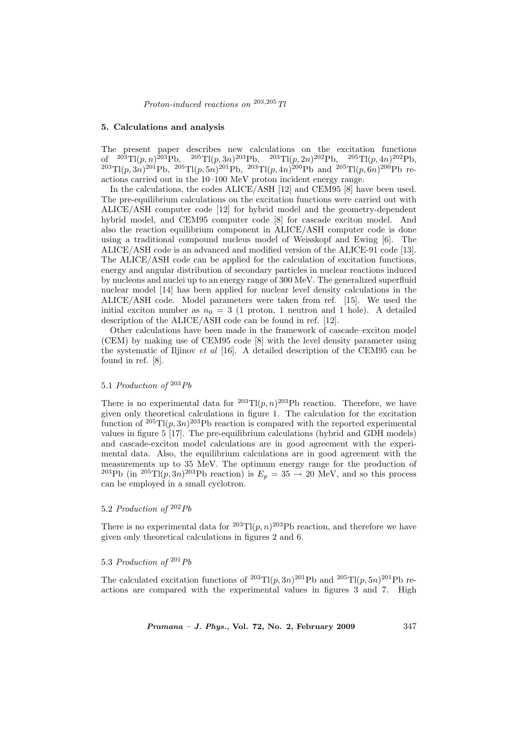## 5. Calculations and analysis

The present paper describes new calculations on the excitation functions of $^{203}$Tl$(p,n)^{203}$Pb, $^{205}$Tl$(p,3n)^{203}$Pb, $^{203}$Tl$(p,2n)^{202}$Pb, $^{205}$Tl$(p,4n)^{202}$Pb, $^{203}$Tl$(p,3n)^{201}$Pb, $^{205}$Tl$(p,5n)^{201}$Pb, $^{203}$Tl$(p,4n)^{200}$Pb and $^{205}$Tl$(p,6n)^{200}$Pb reactions carried out in the 10–100 MeV proton incident energy range.

In the calculations, the codes ALICE/ASH [12] and CEM95 [8] have been used. The pre-equilibrium calculations on the excitation functions were carried out with ALICE/ASH computer code [12] for hybrid model and the geometry-dependent hybrid model, and CEM95 computer code [8] for cascade exciton model. And also the reaction equilibrium component in ALICE/ASH computer code is done using a traditional compound nucleus model of Weisskopf and Ewing [6]. The ALICE/ASH code is an advanced and modified version of the ALICE-91 code [13]. The ALICE/ASH code can be applied for the calculation of excitation functions, energy and angular distribution of secondary particles in nuclear reactions induced by nucleons and nuclei up to an energy range of 300 MeV. The generalized superfluid nuclear model [14] has been applied for nuclear level density calculations in the ALICE/ASH code. Model parameters were taken from ref. [15]. We used the initial exciton number as $n_0 = 3$ (1 proton, 1 neutron and 1 hole). A detailed description of the ALICE/ASH code can be found in ref. [12].

Other calculations have been made in the framework of cascade–exciton model (CEM) by making use of CEM95 code [8] with the level density parameter using the systematic of Iljinov *et al* [16]. A detailed description of the CEM95 can be found in ref. [8].

### 5.1 *Production of* $^{203}$*Pb*

There is no experimental data for $^{203}$Tl$(p,n)^{203}$Pb reaction. Therefore, we have given only theoretical calculations in figure 1. The calculation for the excitation function of $^{205}$Tl$(p,3n)^{203}$Pb reaction is compared with the reported experimental values in figure 5 [17]. The pre-equilibrium calculations (hybrid and GDH models) and cascade-exciton model calculations are in good agreement with the experimental data. Also, the equilibrium calculations are in good agreement with the measurements up to 35 MeV. The optimum energy range for the production of $^{203}$Pb (in $^{205}$Tl$(p,3n)^{203}$Pb reaction) is $E_p = 35 \rightarrow 20$ MeV, and so this process can be employed in a small cyclotron.

### 5.2 *Production of* $^{202}$*Pb*

There is no experimental data for $^{203}$Tl$(p,n)^{203}$Pb reaction, and therefore we have given only theoretical calculations in figures 2 and 6.

### 5.3 *Production of* $^{201}$*Pb*

The calculated excitation functions of $^{203}$Tl$(p,3n)^{201}$Pb and $^{205}$Tl$(p,5n)^{201}$Pb reactions are compared with the experimental values in figures 3 and 7. High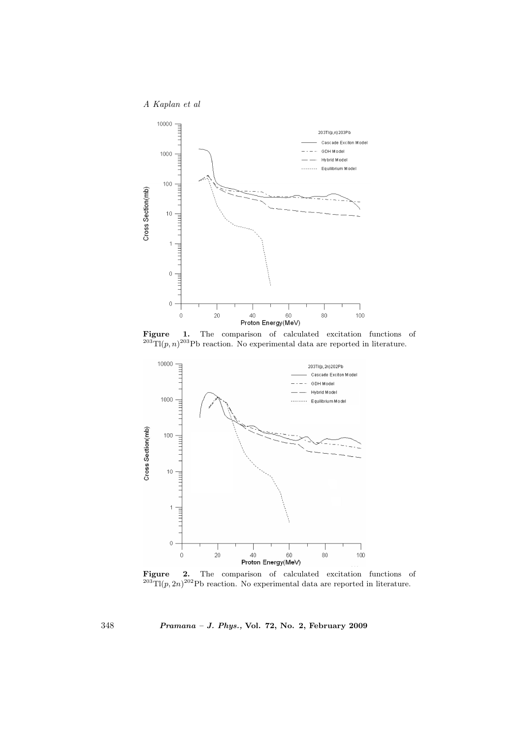**Figure 1.** The comparison of calculated excitation functions of $^{203}\text{Tl}(p,n)^{203}\text{Pb}$ reaction. No experimental data are reported in literature.

**Figure 2.** The comparison of calculated excitation functions of $^{203}\text{Tl}(p,2n)^{202}\text{Pb}$ reaction. No experimental data are reported in literature.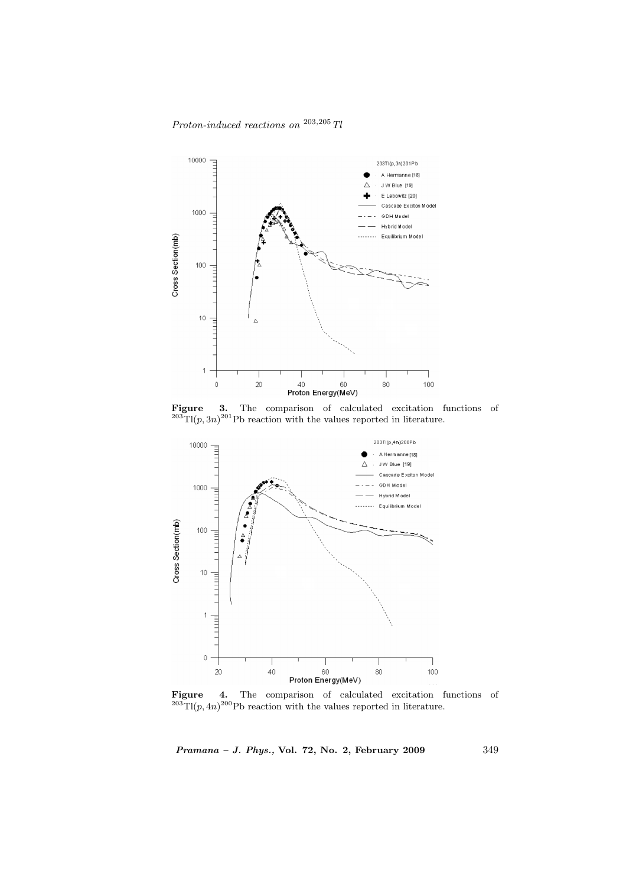**Figure 3.** The comparison of calculated excitation functions of $^{203}$Tl$(p,3n)^{201}$Pb reaction with the values reported in literature.

**Figure 4.** The comparison of calculated excitation functions of $^{203}$Tl$(p,4n)^{200}$Pb reaction with the values reported in literature.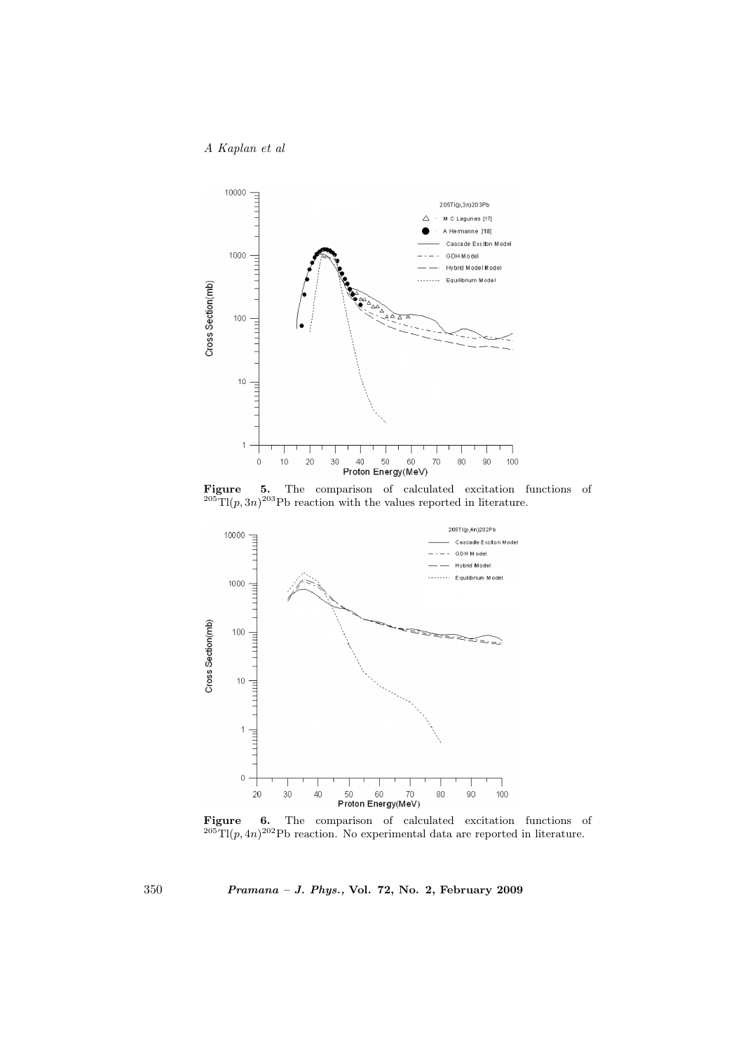**Figure 5.** The comparison of calculated excitation functions of $^{205}\text{Tl}(p,3n)^{203}\text{Pb}$ reaction with the values reported in literature.

**Figure 6.** The comparison of calculated excitation functions of $^{205}\text{Tl}(p,4n)^{202}\text{Pb}$ reaction. No experimental data are reported in literature.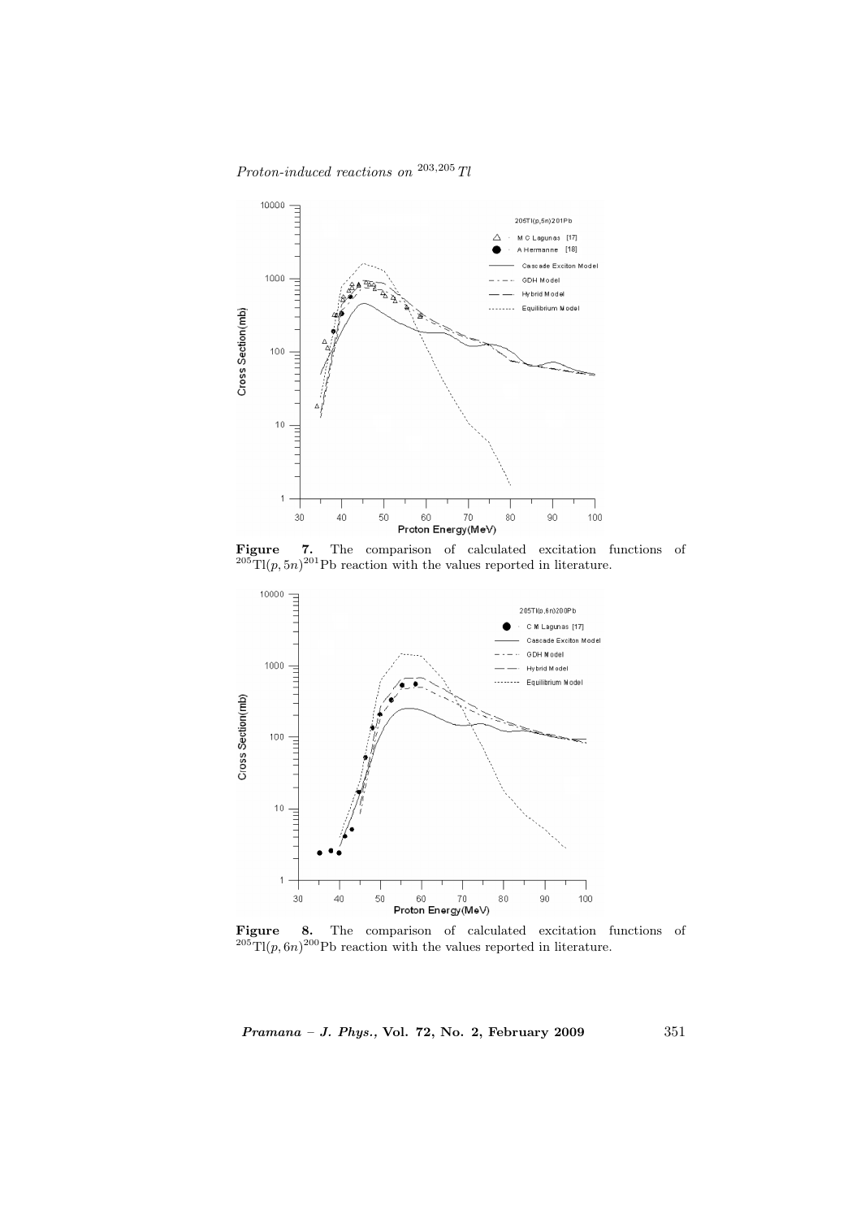**Figure 7.** The comparison of calculated excitation functions of $^{205}$Tl$(p, 5n)^{201}$Pb reaction with the values reported in literature.

**Figure 8.** The comparison of calculated excitation functions of $^{205}$Tl$(p, 6n)^{200}$Pb reaction with the values reported in literature.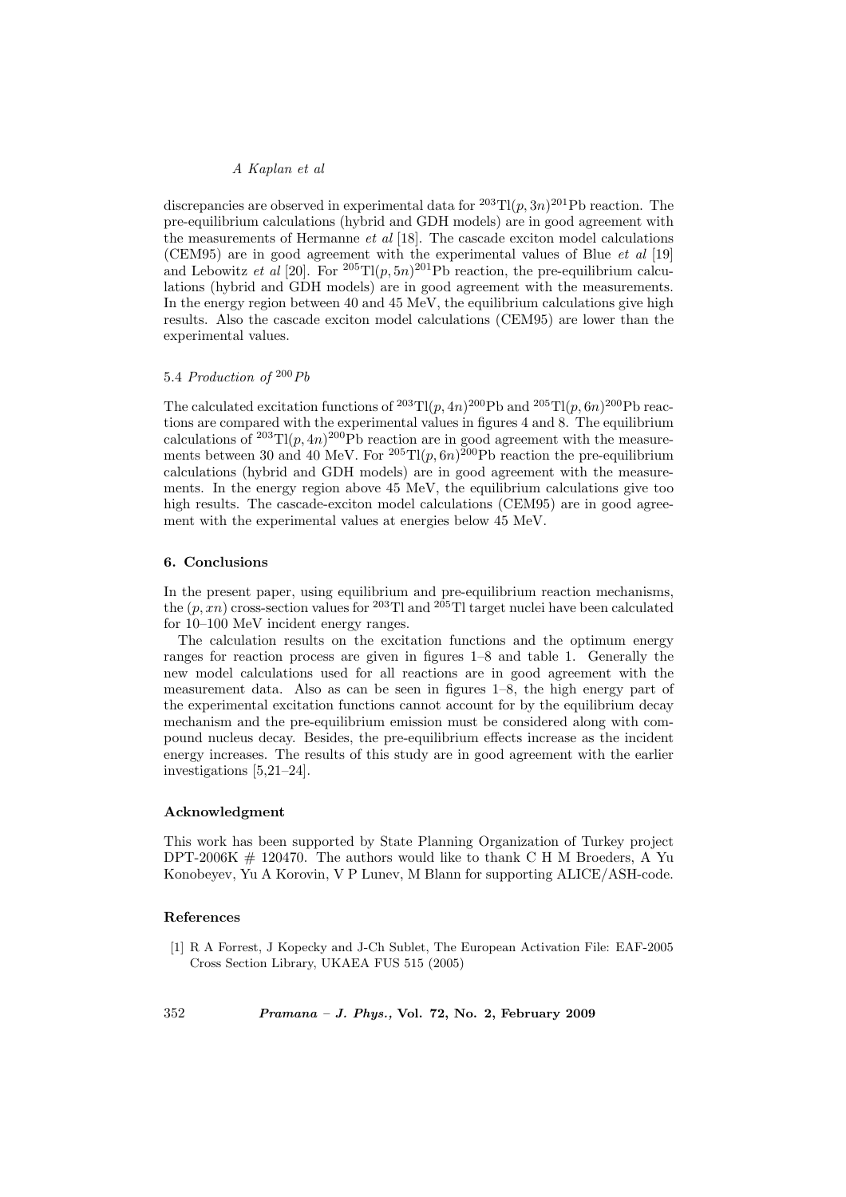discrepancies are observed in experimental data for $^{203}$Tl$(p, 3n)^{201}$Pb reaction. The pre-equilibrium calculations (hybrid and GDH models) are in good agreement with the measurements of Hermanne *et al* [18]. The cascade exciton model calculations (CEM95) are in good agreement with the experimental values of Blue *et al* [19] and Lebowitz *et al* [20]. For $^{205}$Tl$(p, 5n)^{201}$Pb reaction, the pre-equilibrium calculations (hybrid and GDH models) are in good agreement with the measurements. In the energy region between 40 and 45 MeV, the equilibrium calculations give high results. Also the cascade exciton model calculations (CEM95) are lower than the experimental values.

### 5.4 *Production of $^{200}$Pb*

The calculated excitation functions of $^{203}$Tl$(p, 4n)^{200}$Pb and $^{205}$Tl$(p, 6n)^{200}$Pb reactions are compared with the experimental values in figures 4 and 8. The equilibrium calculations of $^{203}$Tl$(p, 4n)^{200}$Pb reaction are in good agreement with the measurements between 30 and 40 MeV. For $^{205}$Tl$(p, 6n)^{200}$Pb reaction the pre-equilibrium calculations (hybrid and GDH models) are in good agreement with the measurements. In the energy region above 45 MeV, the equilibrium calculations give too high results. The cascade-exciton model calculations (CEM95) are in good agreement with the experimental values at energies below 45 MeV.

## 6. Conclusions

In the present paper, using equilibrium and pre-equilibrium reaction mechanisms, the $(p, xn)$ cross-section values for $^{203}$Tl and $^{205}$Tl target nuclei have been calculated for 10–100 MeV incident energy ranges.

The calculation results on the excitation functions and the optimum energy ranges for reaction process are given in figures 1–8 and table 1. Generally the new model calculations used for all reactions are in good agreement with the measurement data. Also as can be seen in figures 1–8, the high energy part of the experimental excitation functions cannot account for by the equilibrium decay mechanism and the pre-equilibrium emission must be considered along with compound nucleus decay. Besides, the pre-equilibrium effects increase as the incident energy increases. The results of this study are in good agreement with the earlier investigations [5,21–24].

## Acknowledgment

This work has been supported by State Planning Organization of Turkey project DPT-2006K # 120470. The authors would like to thank C H M Broeders, A Yu Konobeyev, Yu A Korovin, V P Lunev, M Blann for supporting ALICE/ASH-code.

## References

[1] R A Forrest, J Kopecky and J-Ch Sublet, The European Activation File: EAF-2005 Cross Section Library, UKAEA FUS 515 (2005)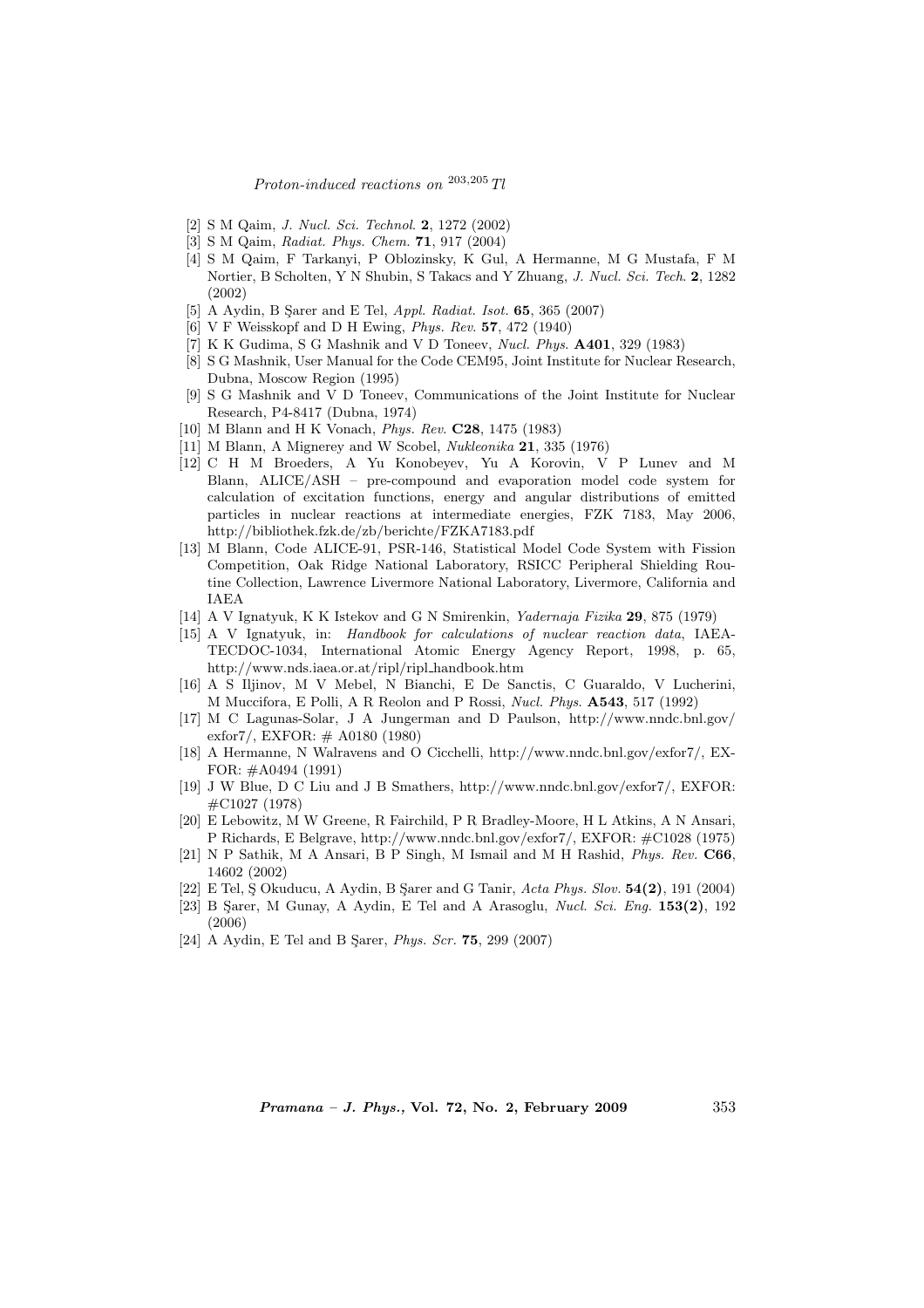[2] S M Qaim, *J. Nucl. Sci. Technol.* **2**, 1272 (2002)

[3] S M Qaim, *Radiat. Phys. Chem.* **71**, 917 (2004)

[4] S M Qaim, F Tarkanyi, P Oblozinsky, K Gul, A Hermanne, M G Mustafa, F M Nortier, B Scholten, Y N Shubin, S Takacs and Y Zhuang, *J. Nucl. Sci. Tech.* **2**, 1282 (2002)

[5] A Aydin, B Şarer and E Tel, *Appl. Radiat. Isot.* **65**, 365 (2007)

[6] V F Weisskopf and D H Ewing, *Phys. Rev.* **57**, 472 (1940)

[7] K K Gudima, S G Mashnik and V D Toneev, *Nucl. Phys.* **A401**, 329 (1983)

[8] S G Mashnik, User Manual for the Code CEM95, Joint Institute for Nuclear Research, Dubna, Moscow Region (1995)

[9] S G Mashnik and V D Toneev, Communications of the Joint Institute for Nuclear Research, P4-8417 (Dubna, 1974)

[10] M Blann and H K Vonach, *Phys. Rev.* **C28**, 1475 (1983)

[11] M Blann, A Mignerey and W Scobel, *Nukleonika* **21**, 335 (1976)

[12] C H M Broeders, A Yu Konobeyev, Yu A Korovin, V P Lunev and M Blann, ALICE/ASH – pre-compound and evaporation model code system for calculation of excitation functions, energy and angular distributions of emitted particles in nuclear reactions at intermediate energies, FZK 7183, May 2006, http://bibliothek.fzk.de/zb/berichte/FZKA7183.pdf

[13] M Blann, Code ALICE-91, PSR-146, Statistical Model Code System with Fission Competition, Oak Ridge National Laboratory, RSICC Peripheral Shielding Routine Collection, Lawrence Livermore National Laboratory, Livermore, California and IAEA

[14] A V Ignatyuk, K K Istekov and G N Smirenkin, *Yadernaja Fizika* **29**, 875 (1979)

[15] A V Ignatyuk, in: *Handbook for calculations of nuclear reaction data*, IAEA-TECDOC-1034, International Atomic Energy Agency Report, 1998, p. 65, http://www.nds.iaea.or.at/ripl/ripl_handbook.htm

[16] A S Iljinov, M V Mebel, N Bianchi, E De Sanctis, C Guaraldo, V Lucherini, M Muccifora, E Polli, A R Reolon and P Rossi, *Nucl. Phys.* **A543**, 517 (1992)

[17] M C Lagunas-Solar, J A Jungerman and D Paulson, http://www.nndc.bnl.gov/exfor7/, EXFOR: # A0180 (1980)

[18] A Hermanne, N Walravens and O Cicchelli, http://www.nndc.bnl.gov/exfor7/, EXFOR: #A0494 (1991)

[19] J W Blue, D C Liu and J B Smathers, http://www.nndc.bnl.gov/exfor7/, EXFOR: #C1027 (1978)

[20] E Lebowitz, M W Greene, R Fairchild, P R Bradley-Moore, H L Atkins, A N Ansari, P Richards, E Belgrave, http://www.nndc.bnl.gov/exfor7/, EXFOR: #C1028 (1975)

[21] N P Sathik, M A Ansari, B P Singh, M Ismail and M H Rashid, *Phys. Rev.* **C66**, 14602 (2002)

[22] E Tel, Ş Okuducu, A Aydin, B Şarer and G Tanir, *Acta Phys. Slov.* **54(2)**, 191 (2004)

[23] B Şarer, M Gunay, A Aydin, E Tel and A Arasoglu, *Nucl. Sci. Eng.* **153(2)**, 192 (2006)

[24] A Aydin, E Tel and B Şarer, *Phys. Scr.* **75**, 299 (2007)